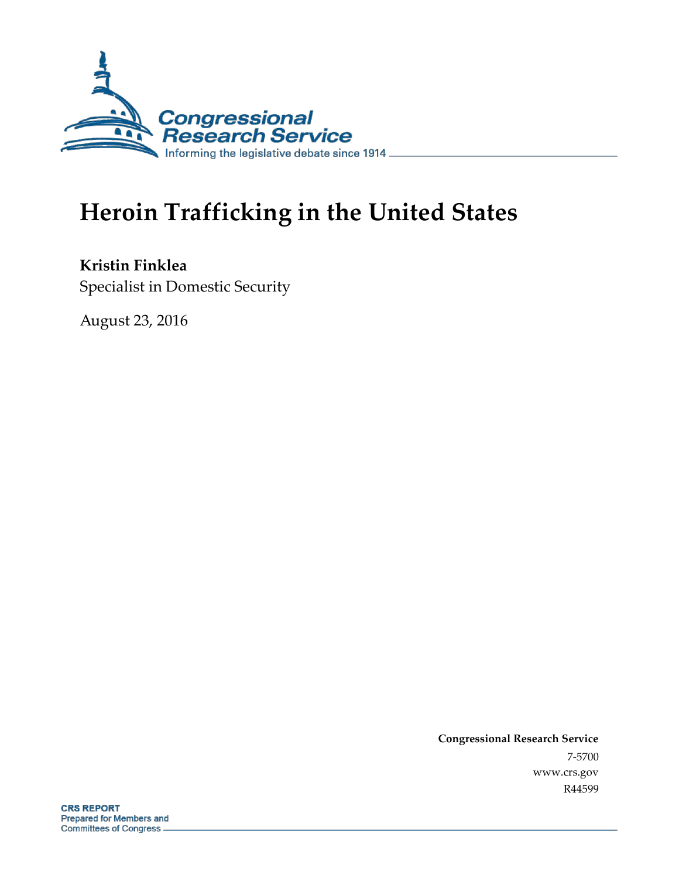Congressional Research Service

Informing the legislative debate since 1914

# Heroin Trafficking in the United States

**Kristin Finklea**

Specialist in Domestic Security

August 23, 2016

**Congressional Research Service**

7-5700

www.crs.gov

R44599

**CRS REPORT**

Prepared for Members and Committees of Congress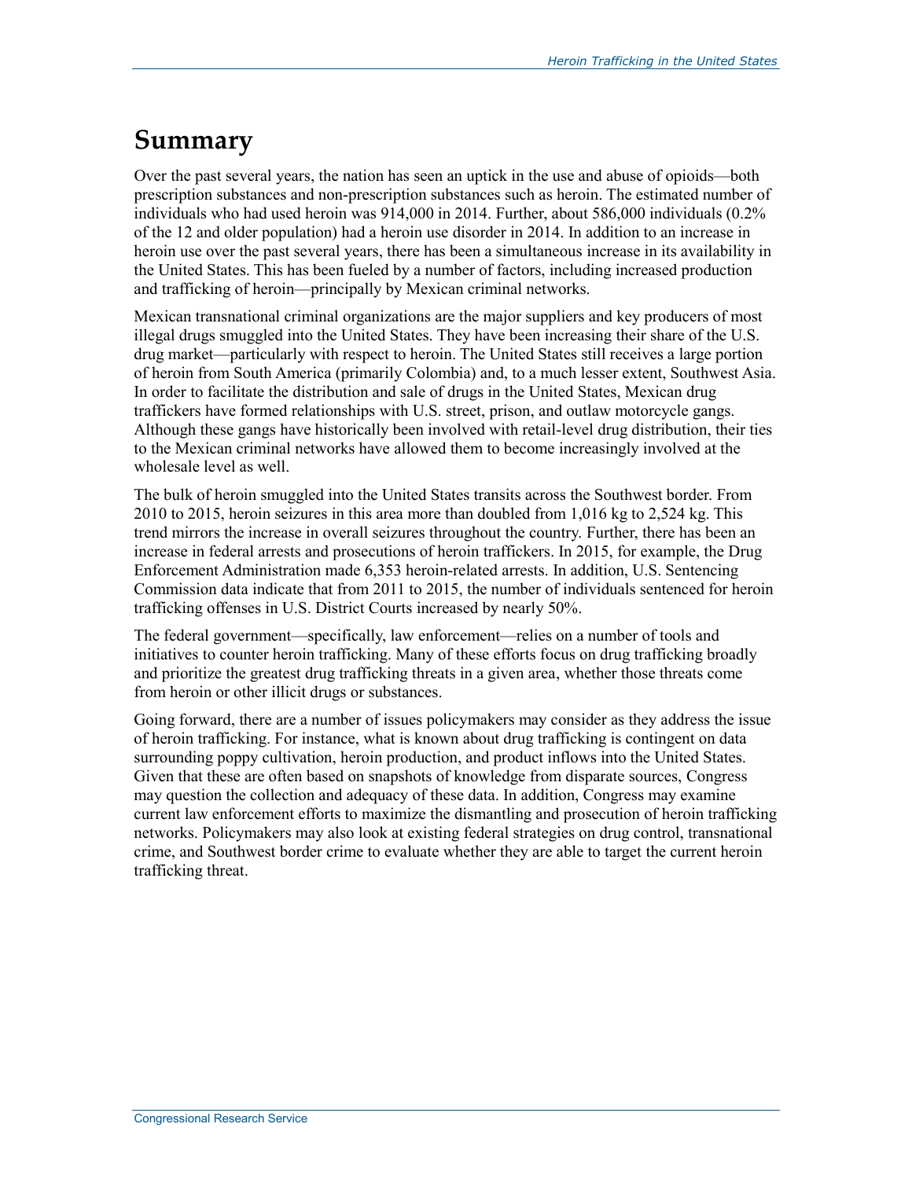# Summary

Over the past several years, the nation has seen an uptick in the use and abuse of opioids—both prescription substances and non-prescription substances such as heroin. The estimated number of individuals who had used heroin was 914,000 in 2014. Further, about 586,000 individuals (0.2% of the 12 and older population) had a heroin use disorder in 2014. In addition to an increase in heroin use over the past several years, there has been a simultaneous increase in its availability in the United States. This has been fueled by a number of factors, including increased production and trafficking of heroin—principally by Mexican criminal networks.

Mexican transnational criminal organizations are the major suppliers and key producers of most illegal drugs smuggled into the United States. They have been increasing their share of the U.S. drug market—particularly with respect to heroin. The United States still receives a large portion of heroin from South America (primarily Colombia) and, to a much lesser extent, Southwest Asia. In order to facilitate the distribution and sale of drugs in the United States, Mexican drug traffickers have formed relationships with U.S. street, prison, and outlaw motorcycle gangs. Although these gangs have historically been involved with retail-level drug distribution, their ties to the Mexican criminal networks have allowed them to become increasingly involved at the wholesale level as well.

The bulk of heroin smuggled into the United States transits across the Southwest border. From 2010 to 2015, heroin seizures in this area more than doubled from 1,016 kg to 2,524 kg. This trend mirrors the increase in overall seizures throughout the country. Further, there has been an increase in federal arrests and prosecutions of heroin traffickers. In 2015, for example, the Drug Enforcement Administration made 6,353 heroin-related arrests. In addition, U.S. Sentencing Commission data indicate that from 2011 to 2015, the number of individuals sentenced for heroin trafficking offenses in U.S. District Courts increased by nearly 50%.

The federal government—specifically, law enforcement—relies on a number of tools and initiatives to counter heroin trafficking. Many of these efforts focus on drug trafficking broadly and prioritize the greatest drug trafficking threats in a given area, whether those threats come from heroin or other illicit drugs or substances.

Going forward, there are a number of issues policymakers may consider as they address the issue of heroin trafficking. For instance, what is known about drug trafficking is contingent on data surrounding poppy cultivation, heroin production, and product inflows into the United States. Given that these are often based on snapshots of knowledge from disparate sources, Congress may question the collection and adequacy of these data. In addition, Congress may examine current law enforcement efforts to maximize the dismantling and prosecution of heroin trafficking networks. Policymakers may also look at existing federal strategies on drug control, transnational crime, and Southwest border crime to evaluate whether they are able to target the current heroin trafficking threat.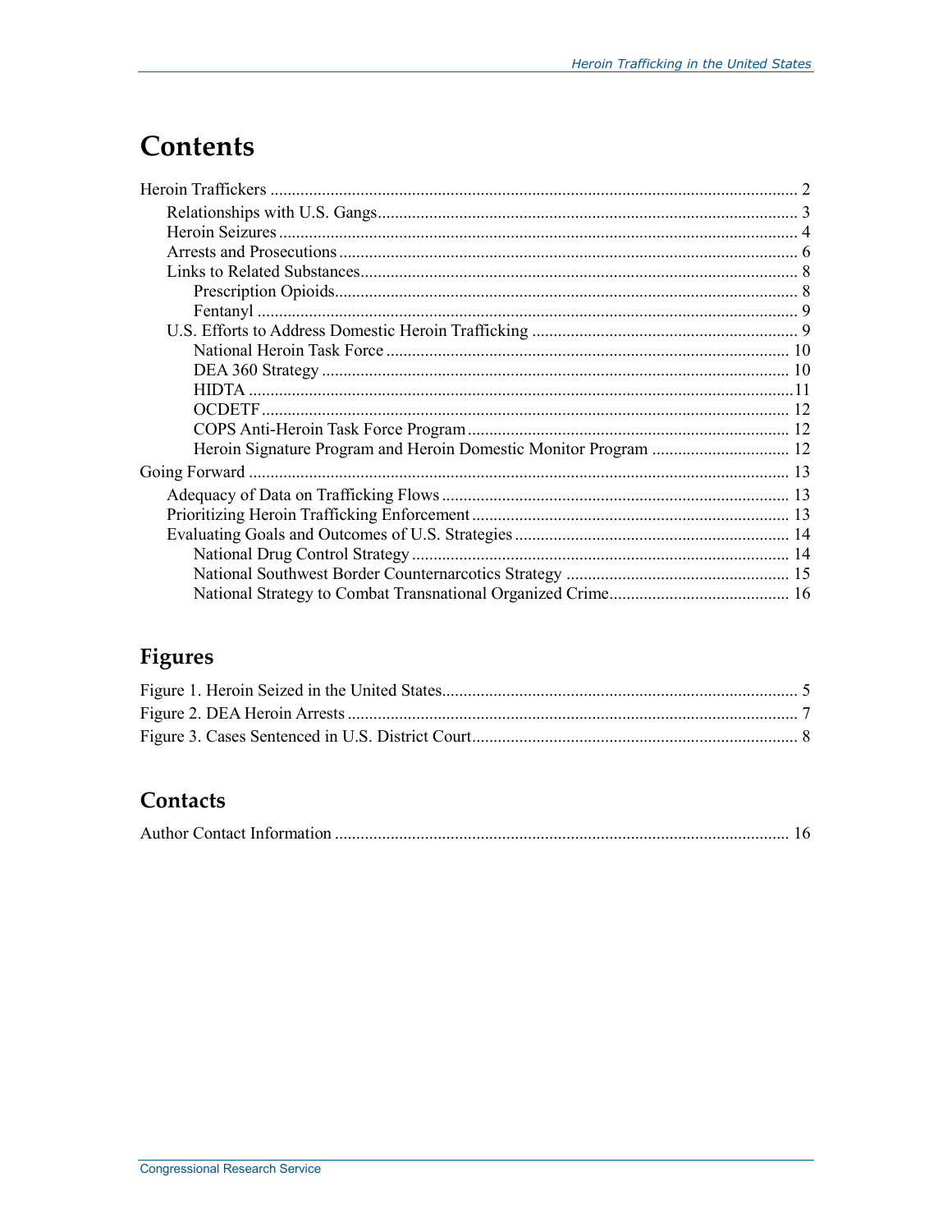# Contents

Heroin Traffickers ........................................................................................................................ 2

- Relationships with U.S. Gangs................................................................................................ 3
- Heroin Seizures ....................................................................................................................... 4
- Arrests and Prosecutions ......................................................................................................... 6
- Links to Related Substances.................................................................................................... 8
  - Prescription Opioids.......................................................................................................... 8
  - Fentanyl ............................................................................................................................ 9
- U.S. Efforts to Address Domestic Heroin Trafficking ............................................................. 9
  - National Heroin Task Force ............................................................................................. 10
  - DEA 360 Strategy ........................................................................................................... 10
  - HIDTA ............................................................................................................................. 11
  - OCDETF.......................................................................................................................... 12
  - COPS Anti-Heroin Task Force Program .......................................................................... 12
  - Heroin Signature Program and Heroin Domestic Monitor Program ................................ 12

Going Forward ............................................................................................................................ 13

- Adequacy of Data on Trafficking Flows ................................................................................ 13
- Prioritizing Heroin Trafficking Enforcement ......................................................................... 13
- Evaluating Goals and Outcomes of U.S. Strategies ............................................................... 14
  - National Drug Control Strategy ....................................................................................... 14
  - National Southwest Border Counternarcotics Strategy .................................................... 15
  - National Strategy to Combat Transnational Organized Crime.......................................... 16

## Figures

Figure 1. Heroin Seized in the United States.................................................................................. 5

Figure 2. DEA Heroin Arrests ........................................................................................................ 7

Figure 3. Cases Sentenced in U.S. District Court........................................................................... 8

## Contacts

Author Contact Information ......................................................................................................... 16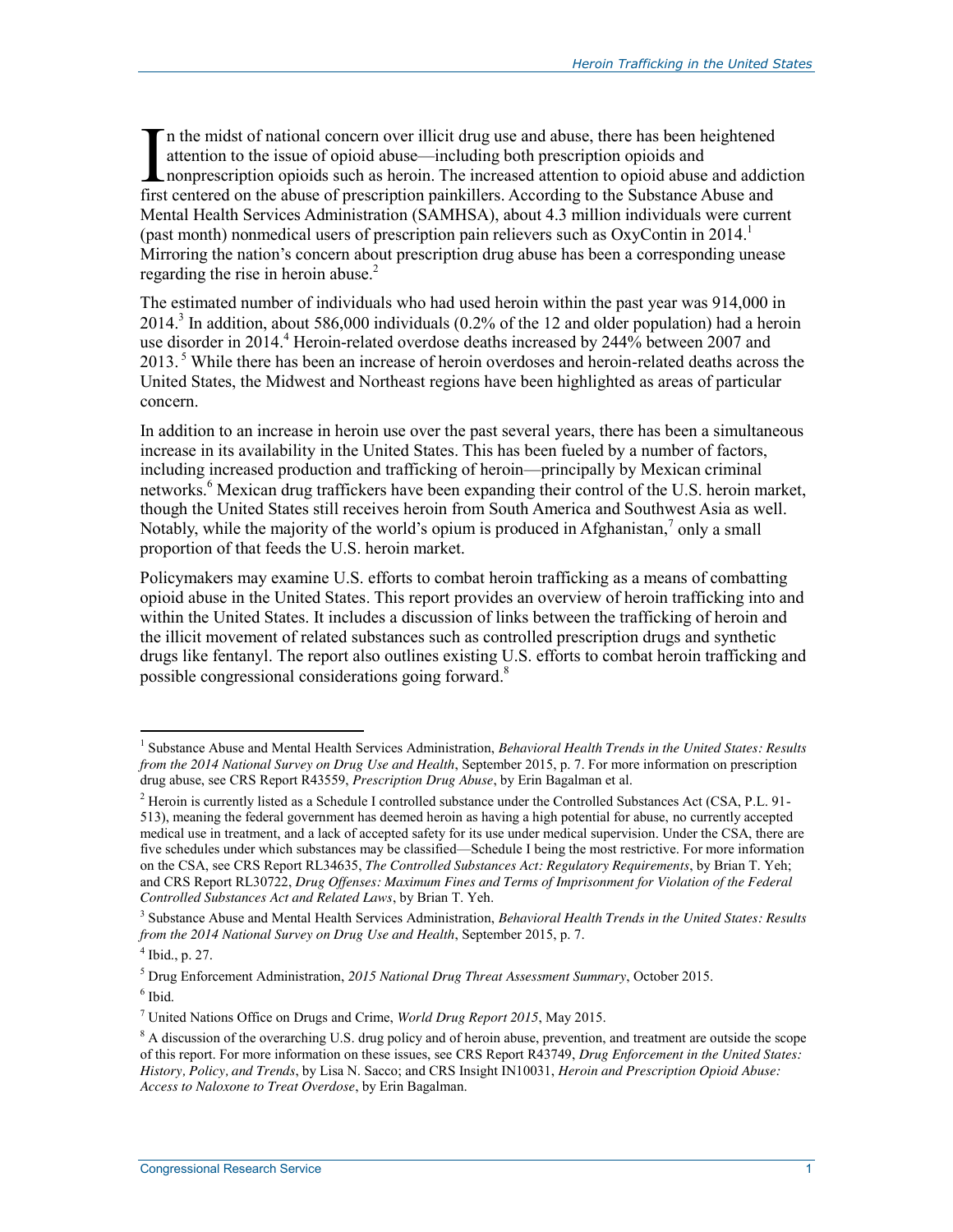In the midst of national concern over illicit drug use and abuse, there has been heightened attention to the issue of opioid abuse—including both prescription opioids and nonprescription opioids such as heroin. The increased attention to opioid abuse and addiction first centered on the abuse of prescription painkillers. According to the Substance Abuse and Mental Health Services Administration (SAMHSA), about 4.3 million individuals were current (past month) nonmedical users of prescription pain relievers such as OxyContin in 2014.[1] Mirroring the nation's concern about prescription drug abuse has been a corresponding unease regarding the rise in heroin abuse.[2]

The estimated number of individuals who had used heroin within the past year was 914,000 in 2014.[3] In addition, about 586,000 individuals (0.2% of the 12 and older population) had a heroin use disorder in 2014.[4] Heroin-related overdose deaths increased by 244% between 2007 and 2013.[5] While there has been an increase of heroin overdoses and heroin-related deaths across the United States, the Midwest and Northeast regions have been highlighted as areas of particular concern.

In addition to an increase in heroin use over the past several years, there has been a simultaneous increase in its availability in the United States. This has been fueled by a number of factors, including increased production and trafficking of heroin—principally by Mexican criminal networks.[6] Mexican drug traffickers have been expanding their control of the U.S. heroin market, though the United States still receives heroin from South America and Southwest Asia as well. Notably, while the majority of the world's opium is produced in Afghanistan,[7] only a small proportion of that feeds the U.S. heroin market.

Policymakers may examine U.S. efforts to combat heroin trafficking as a means of combatting opioid abuse in the United States. This report provides an overview of heroin trafficking into and within the United States. It includes a discussion of links between the trafficking of heroin and the illicit movement of related substances such as controlled prescription drugs and synthetic drugs like fentanyl. The report also outlines existing U.S. efforts to combat heroin trafficking and possible congressional considerations going forward.[8]

---

[1] Substance Abuse and Mental Health Services Administration, *Behavioral Health Trends in the United States: Results from the 2014 National Survey on Drug Use and Health*, September 2015, p. 7. For more information on prescription drug abuse, see CRS Report R43559, *Prescription Drug Abuse*, by Erin Bagalman et al.

[2] Heroin is currently listed as a Schedule I controlled substance under the Controlled Substances Act (CSA, P.L. 91-513), meaning the federal government has deemed heroin as having a high potential for abuse, no currently accepted medical use in treatment, and a lack of accepted safety for its use under medical supervision. Under the CSA, there are five schedules under which substances may be classified—Schedule I being the most restrictive. For more information on the CSA, see CRS Report RL34635, *The Controlled Substances Act: Regulatory Requirements*, by Brian T. Yeh; and CRS Report RL30722, *Drug Offenses: Maximum Fines and Terms of Imprisonment for Violation of the Federal Controlled Substances Act and Related Laws*, by Brian T. Yeh.

[3] Substance Abuse and Mental Health Services Administration, *Behavioral Health Trends in the United States: Results from the 2014 National Survey on Drug Use and Health*, September 2015, p. 7.

[4] Ibid., p. 27.

[5] Drug Enforcement Administration, *2015 National Drug Threat Assessment Summary*, October 2015.

[6] Ibid.

[7] United Nations Office on Drugs and Crime, *World Drug Report 2015*, May 2015.

[8] A discussion of the overarching U.S. drug policy and of heroin abuse, prevention, and treatment are outside the scope of this report. For more information on these issues, see CRS Report R43749, *Drug Enforcement in the United States: History, Policy, and Trends*, by Lisa N. Sacco; and CRS Insight IN10031, *Heroin and Prescription Opioid Abuse: Access to Naloxone to Treat Overdose*, by Erin Bagalman.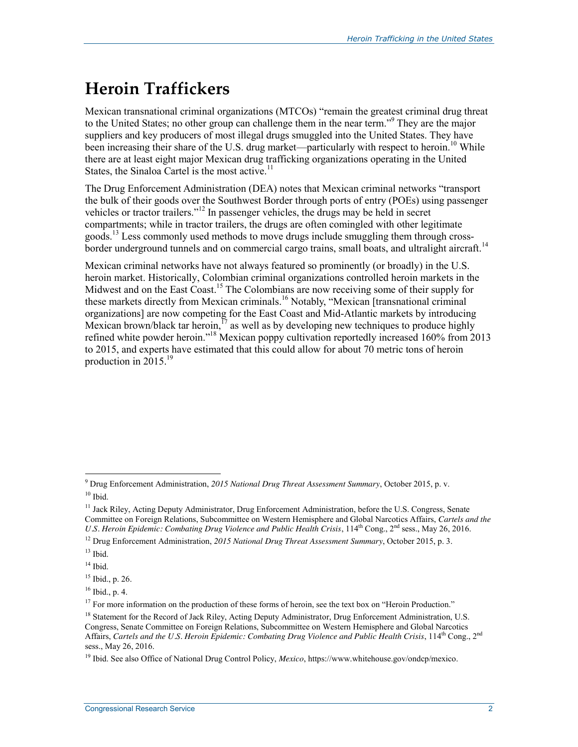# Heroin Traffickers

Mexican transnational criminal organizations (MTCOs) "remain the greatest criminal drug threat to the United States; no other group can challenge them in the near term."[9] They are the major suppliers and key producers of most illegal drugs smuggled into the United States. They have been increasing their share of the U.S. drug market—particularly with respect to heroin.[10] While there are at least eight major Mexican drug trafficking organizations operating in the United States, the Sinaloa Cartel is the most active.[11]

The Drug Enforcement Administration (DEA) notes that Mexican criminal networks "transport the bulk of their goods over the Southwest Border through ports of entry (POEs) using passenger vehicles or tractor trailers."[12] In passenger vehicles, the drugs may be held in secret compartments; while in tractor trailers, the drugs are often comingled with other legitimate goods.[13] Less commonly used methods to move drugs include smuggling them through cross-border underground tunnels and on commercial cargo trains, small boats, and ultralight aircraft.[14]

Mexican criminal networks have not always featured so prominently (or broadly) in the U.S. heroin market. Historically, Colombian criminal organizations controlled heroin markets in the Midwest and on the East Coast.[15] The Colombians are now receiving some of their supply for these markets directly from Mexican criminals.[16] Notably, "Mexican [transnational criminal organizations] are now competing for the East Coast and Mid-Atlantic markets by introducing Mexican brown/black tar heroin,[17] as well as by developing new techniques to produce highly refined white powder heroin."[18] Mexican poppy cultivation reportedly increased 160% from 2013 to 2015, and experts have estimated that this could allow for about 70 metric tons of heroin production in 2015.[19]

---

[9] Drug Enforcement Administration, *2015 National Drug Threat Assessment Summary*, October 2015, p. v.

[10] Ibid.

[11] Jack Riley, Acting Deputy Administrator, Drug Enforcement Administration, before the U.S. Congress, Senate Committee on Foreign Relations, Subcommittee on Western Hemisphere and Global Narcotics Affairs, *Cartels and the U.S. Heroin Epidemic: Combating Drug Violence and Public Health Crisis*, 114th Cong., 2nd sess., May 26, 2016.

[12] Drug Enforcement Administration, *2015 National Drug Threat Assessment Summary*, October 2015, p. 3.

[13] Ibid.

[14] Ibid.

[15] Ibid., p. 26.

[16] Ibid., p. 4.

[17] For more information on the production of these forms of heroin, see the text box on "Heroin Production."

[18] Statement for the Record of Jack Riley, Acting Deputy Administrator, Drug Enforcement Administration, U.S. Congress, Senate Committee on Foreign Relations, Subcommittee on Western Hemisphere and Global Narcotics Affairs, *Cartels and the U.S. Heroin Epidemic: Combating Drug Violence and Public Health Crisis*, 114th Cong., 2nd sess., May 26, 2016.

[19] Ibid. See also Office of National Drug Control Policy, *Mexico*, https://www.whitehouse.gov/ondcp/mexico.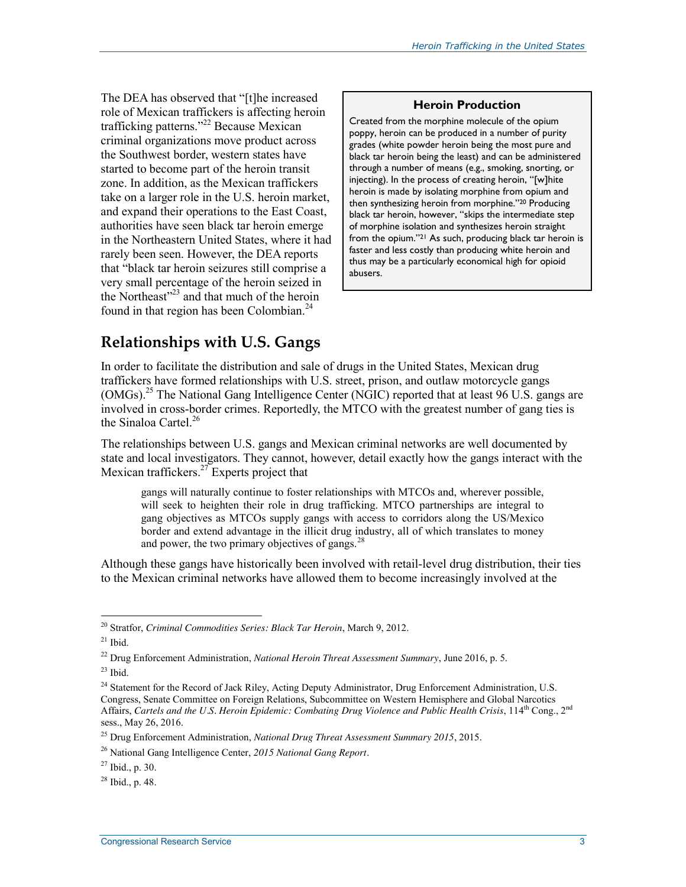The DEA has observed that "[t]he increased role of Mexican traffickers is affecting heroin trafficking patterns."[22] Because Mexican criminal organizations move product across the Southwest border, western states have started to become part of the heroin transit zone. In addition, as the Mexican traffickers take on a larger role in the U.S. heroin market, and expand their operations to the East Coast, authorities have seen black tar heroin emerge in the Northeastern United States, where it had rarely been seen. However, the DEA reports that "black tar heroin seizures still comprise a very small percentage of the heroin seized in the Northeast"[23] and that much of the heroin found in that region has been Colombian.[24]

> **Heroin Production**
>
> Created from the morphine molecule of the opium poppy, heroin can be produced in a number of purity grades (white powder heroin being the most pure and black tar heroin being the least) and can be administered through a number of means (e.g., smoking, snorting, or injecting). In the process of creating heroin, "[w]hite heroin is made by isolating morphine from opium and then synthesizing heroin from morphine."[20] Producing black tar heroin, however, "skips the intermediate step of morphine isolation and synthesizes heroin straight from the opium."[21] As such, producing black tar heroin is faster and less costly than producing white heroin and thus may be a particularly economical high for opioid abusers.

## Relationships with U.S. Gangs

In order to facilitate the distribution and sale of drugs in the United States, Mexican drug traffickers have formed relationships with U.S. street, prison, and outlaw motorcycle gangs (OMGs).[25] The National Gang Intelligence Center (NGIC) reported that at least 96 U.S. gangs are involved in cross-border crimes. Reportedly, the MTCO with the greatest number of gang ties is the Sinaloa Cartel.[26]

The relationships between U.S. gangs and Mexican criminal networks are well documented by state and local investigators. They cannot, however, detail exactly how the gangs interact with the Mexican traffickers.[27] Experts project that

> gangs will naturally continue to foster relationships with MTCOs and, wherever possible, will seek to heighten their role in drug trafficking. MTCO partnerships are integral to gang objectives as MTCOs supply gangs with access to corridors along the US/Mexico border and extend advantage in the illicit drug industry, all of which translates to money and power, the two primary objectives of gangs.[28]

Although these gangs have historically been involved with retail-level drug distribution, their ties to the Mexican criminal networks have allowed them to become increasingly involved at the

---

[20] Stratfor, *Criminal Commodities Series: Black Tar Heroin*, March 9, 2012.

[21] Ibid.

[22] Drug Enforcement Administration, *National Heroin Threat Assessment Summary*, June 2016, p. 5.

[23] Ibid.

[24] Statement for the Record of Jack Riley, Acting Deputy Administrator, Drug Enforcement Administration, U.S. Congress, Senate Committee on Foreign Relations, Subcommittee on Western Hemisphere and Global Narcotics Affairs, *Cartels and the U.S. Heroin Epidemic: Combating Drug Violence and Public Health Crisis*, 114th Cong., 2nd sess., May 26, 2016.

[25] Drug Enforcement Administration, *National Drug Threat Assessment Summary 2015*, 2015.

[26] National Gang Intelligence Center, *2015 National Gang Report*.

[27] Ibid., p. 30.

[28] Ibid., p. 48.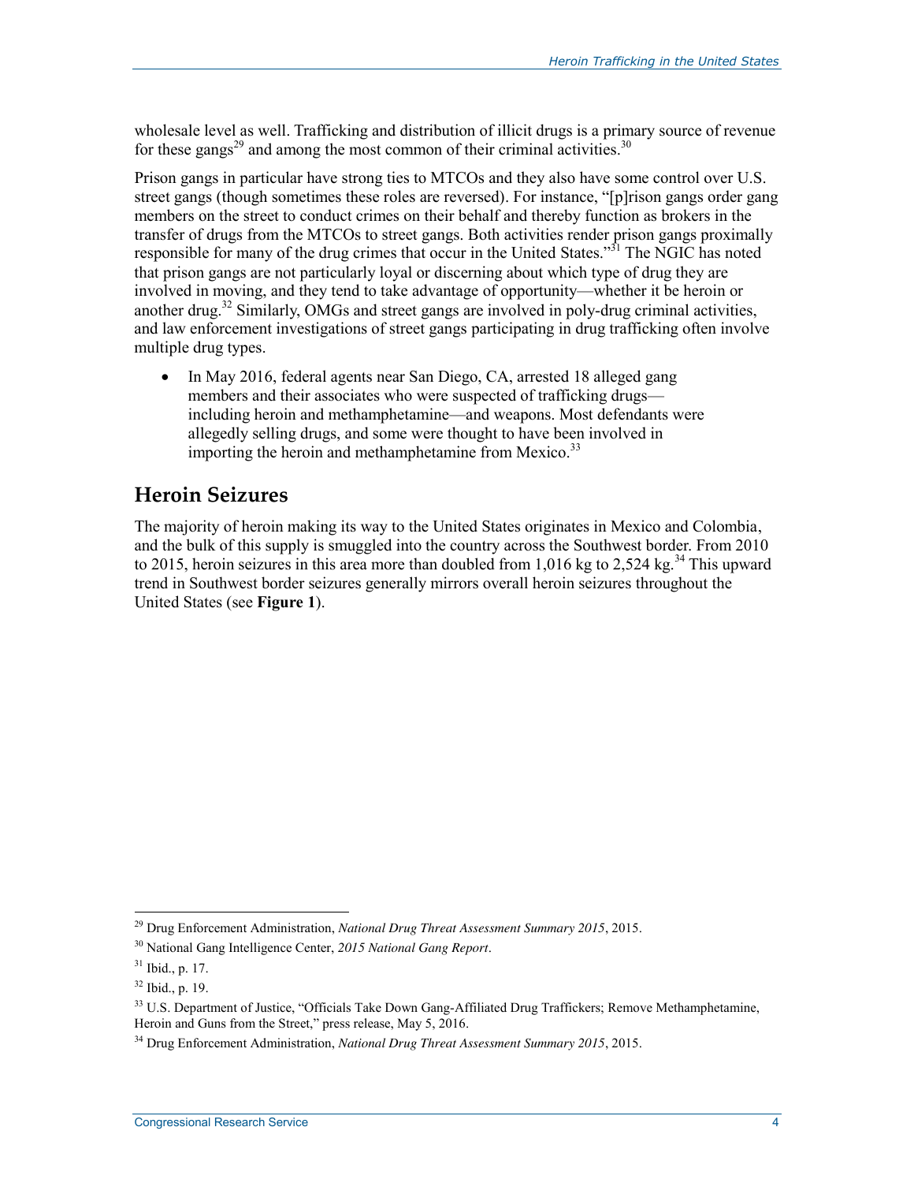wholesale level as well. Trafficking and distribution of illicit drugs is a primary source of revenue for these gangs[29] and among the most common of their criminal activities.[30]

Prison gangs in particular have strong ties to MTCOs and they also have some control over U.S. street gangs (though sometimes these roles are reversed). For instance, "[p]rison gangs order gang members on the street to conduct crimes on their behalf and thereby function as brokers in the transfer of drugs from the MTCOs to street gangs. Both activities render prison gangs proximally responsible for many of the drug crimes that occur in the United States."[31] The NGIC has noted that prison gangs are not particularly loyal or discerning about which type of drug they are involved in moving, and they tend to take advantage of opportunity—whether it be heroin or another drug.[32] Similarly, OMGs and street gangs are involved in poly-drug criminal activities, and law enforcement investigations of street gangs participating in drug trafficking often involve multiple drug types.

- In May 2016, federal agents near San Diego, CA, arrested 18 alleged gang members and their associates who were suspected of trafficking drugs—including heroin and methamphetamine—and weapons. Most defendants were allegedly selling drugs, and some were thought to have been involved in importing the heroin and methamphetamine from Mexico.[33]

## Heroin Seizures

The majority of heroin making its way to the United States originates in Mexico and Colombia, and the bulk of this supply is smuggled into the country across the Southwest border. From 2010 to 2015, heroin seizures in this area more than doubled from 1,016 kg to 2,524 kg.[34] This upward trend in Southwest border seizures generally mirrors overall heroin seizures throughout the United States (see **Figure 1**).

---

[29] Drug Enforcement Administration, *National Drug Threat Assessment Summary 2015*, 2015.

[30] National Gang Intelligence Center, *2015 National Gang Report*.

[31] Ibid., p. 17.

[32] Ibid., p. 19.

[33] U.S. Department of Justice, "Officials Take Down Gang-Affiliated Drug Traffickers; Remove Methamphetamine, Heroin and Guns from the Street," press release, May 5, 2016.

[34] Drug Enforcement Administration, *National Drug Threat Assessment Summary 2015*, 2015.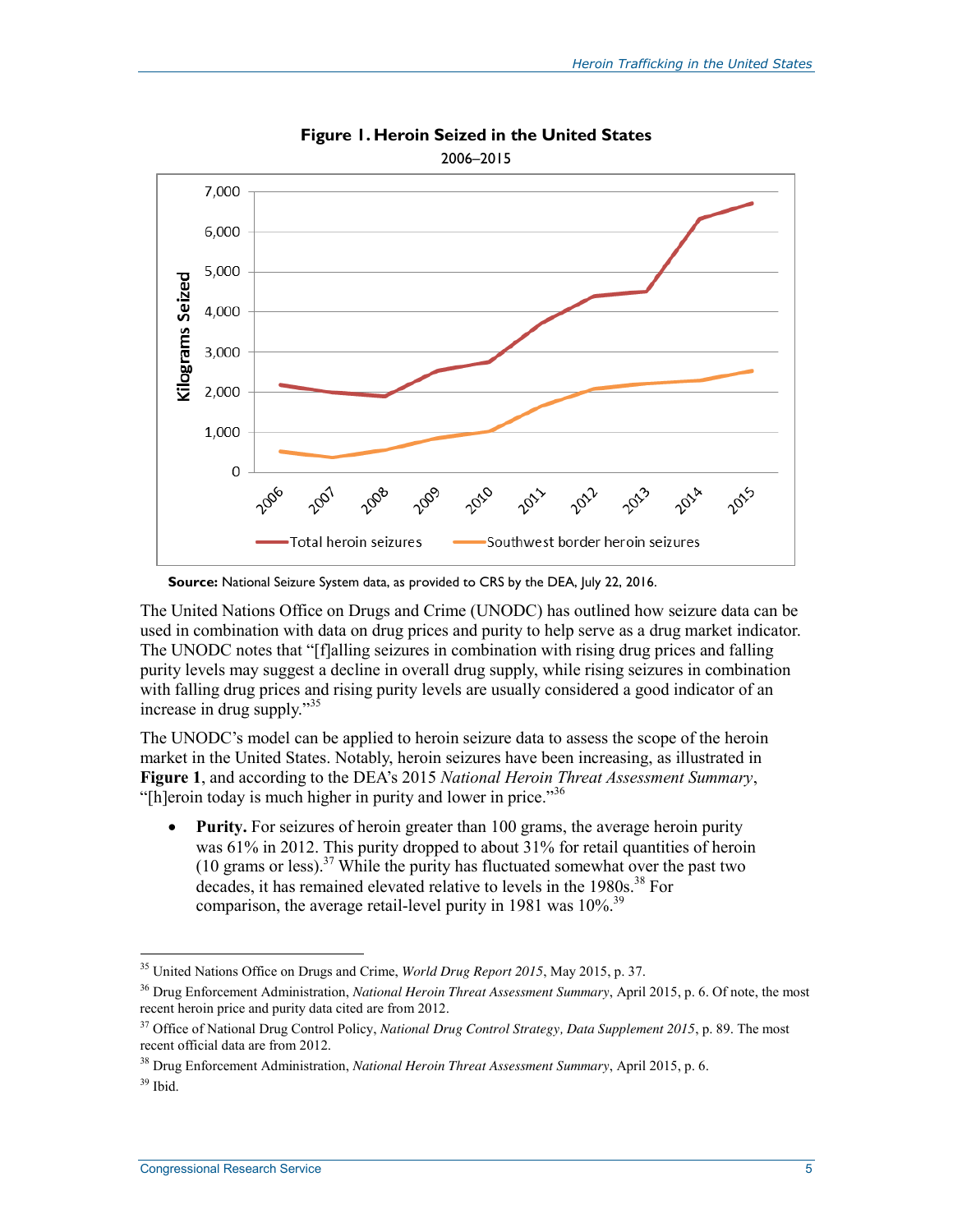**Figure 1. Heroin Seized in the United States**

2006–2015

**Source:** National Seizure System data, as provided to CRS by the DEA, July 22, 2016.

The United Nations Office on Drugs and Crime (UNODC) has outlined how seizure data can be used in combination with data on drug prices and purity to help serve as a drug market indicator. The UNODC notes that "[f]alling seizures in combination with rising drug prices and falling purity levels may suggest a decline in overall drug supply, while rising seizures in combination with falling drug prices and rising purity levels are usually considered a good indicator of an increase in drug supply."[35]

The UNODC's model can be applied to heroin seizure data to assess the scope of the heroin market in the United States. Notably, heroin seizures have been increasing, as illustrated in **Figure 1**, and according to the DEA's 2015 *National Heroin Threat Assessment Summary*, "[h]eroin today is much higher in purity and lower in price."[36]

- **Purity.** For seizures of heroin greater than 100 grams, the average heroin purity was 61% in 2012. This purity dropped to about 31% for retail quantities of heroin (10 grams or less).[37] While the purity has fluctuated somewhat over the past two decades, it has remained elevated relative to levels in the 1980s.[38] For comparison, the average retail-level purity in 1981 was 10%.[39]

---

[35] United Nations Office on Drugs and Crime, *World Drug Report 2015*, May 2015, p. 37.

[36] Drug Enforcement Administration, *National Heroin Threat Assessment Summary*, April 2015, p. 6. Of note, the most recent heroin price and purity data cited are from 2012.

[37] Office of National Drug Control Policy, *National Drug Control Strategy, Data Supplement 2015*, p. 89. The most recent official data are from 2012.

[38] Drug Enforcement Administration, *National Heroin Threat Assessment Summary*, April 2015, p. 6.

[39] Ibid.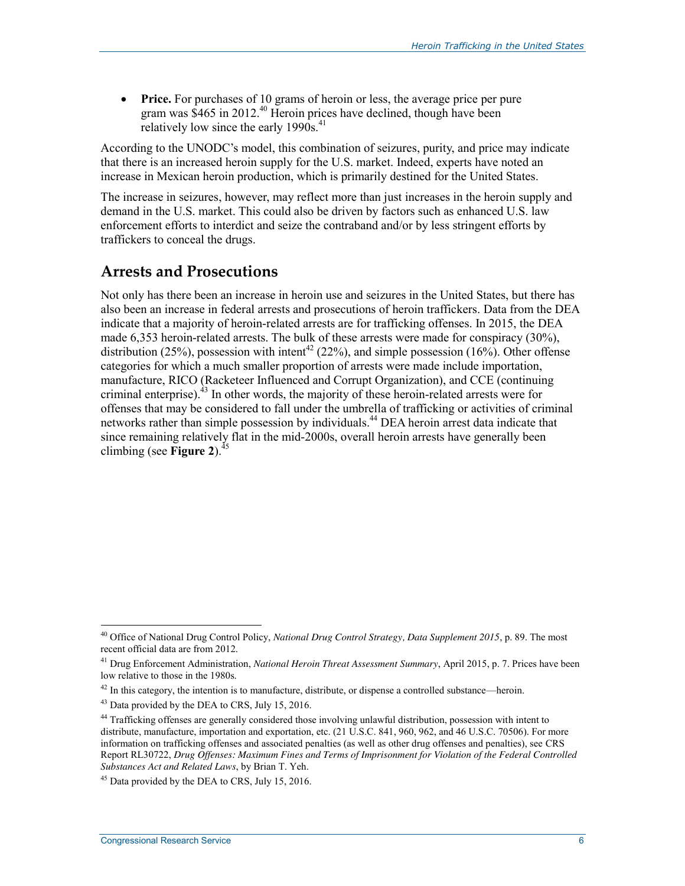- **Price.** For purchases of 10 grams of heroin or less, the average price per pure gram was $465 in 2012.[40] Heroin prices have declined, though have been relatively low since the early 1990s.[41]

According to the UNODC's model, this combination of seizures, purity, and price may indicate that there is an increased heroin supply for the U.S. market. Indeed, experts have noted an increase in Mexican heroin production, which is primarily destined for the United States.

The increase in seizures, however, may reflect more than just increases in the heroin supply and demand in the U.S. market. This could also be driven by factors such as enhanced U.S. law enforcement efforts to interdict and seize the contraband and/or by less stringent efforts by traffickers to conceal the drugs.

## Arrests and Prosecutions

Not only has there been an increase in heroin use and seizures in the United States, but there has also been an increase in federal arrests and prosecutions of heroin traffickers. Data from the DEA indicate that a majority of heroin-related arrests are for trafficking offenses. In 2015, the DEA made 6,353 heroin-related arrests. The bulk of these arrests were made for conspiracy (30%), distribution (25%), possession with intent[42] (22%), and simple possession (16%). Other offense categories for which a much smaller proportion of arrests were made include importation, manufacture, RICO (Racketeer Influenced and Corrupt Organization), and CCE (continuing criminal enterprise).[43] In other words, the majority of these heroin-related arrests were for offenses that may be considered to fall under the umbrella of trafficking or activities of criminal networks rather than simple possession by individuals.[44] DEA heroin arrest data indicate that since remaining relatively flat in the mid-2000s, overall heroin arrests have generally been climbing (see **Figure 2**).[45]

---

[40] Office of National Drug Control Policy, *National Drug Control Strategy, Data Supplement 2015*, p. 89. The most recent official data are from 2012.

[41] Drug Enforcement Administration, *National Heroin Threat Assessment Summary*, April 2015, p. 7. Prices have been low relative to those in the 1980s.

[42] In this category, the intention is to manufacture, distribute, or dispense a controlled substance—heroin.

[43] Data provided by the DEA to CRS, July 15, 2016.

[44] Trafficking offenses are generally considered those involving unlawful distribution, possession with intent to distribute, manufacture, importation and exportation, etc. (21 U.S.C. 841, 960, 962, and 46 U.S.C. 70506). For more information on trafficking offenses and associated penalties (as well as other drug offenses and penalties), see CRS Report RL30722, *Drug Offenses: Maximum Fines and Terms of Imprisonment for Violation of the Federal Controlled Substances Act and Related Laws*, by Brian T. Yeh.

[45] Data provided by the DEA to CRS, July 15, 2016.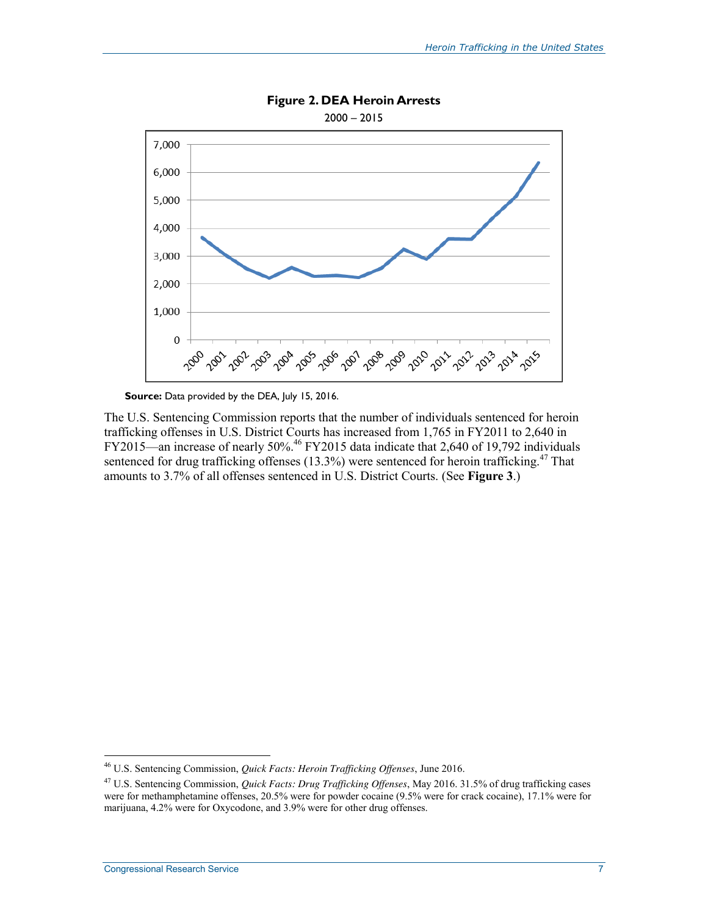**Figure 2. DEA Heroin Arrests**

2000 – 2015

**Source:** Data provided by the DEA, July 15, 2016.

The U.S. Sentencing Commission reports that the number of individuals sentenced for heroin trafficking offenses in U.S. District Courts has increased from 1,765 in FY2011 to 2,640 in FY2015—an increase of nearly 50%.[46] FY2015 data indicate that 2,640 of 19,792 individuals sentenced for drug trafficking offenses (13.3%) were sentenced for heroin trafficking.[47] That amounts to 3.7% of all offenses sentenced in U.S. District Courts. (See **Figure 3**.)

---

[46] U.S. Sentencing Commission, *Quick Facts: Heroin Trafficking Offenses*, June 2016.

[47] U.S. Sentencing Commission, *Quick Facts: Drug Trafficking Offenses*, May 2016. 31.5% of drug trafficking cases were for methamphetamine offenses, 20.5% were for powder cocaine (9.5% were for crack cocaine), 17.1% were for marijuana, 4.2% were for Oxycodone, and 3.9% were for other drug offenses.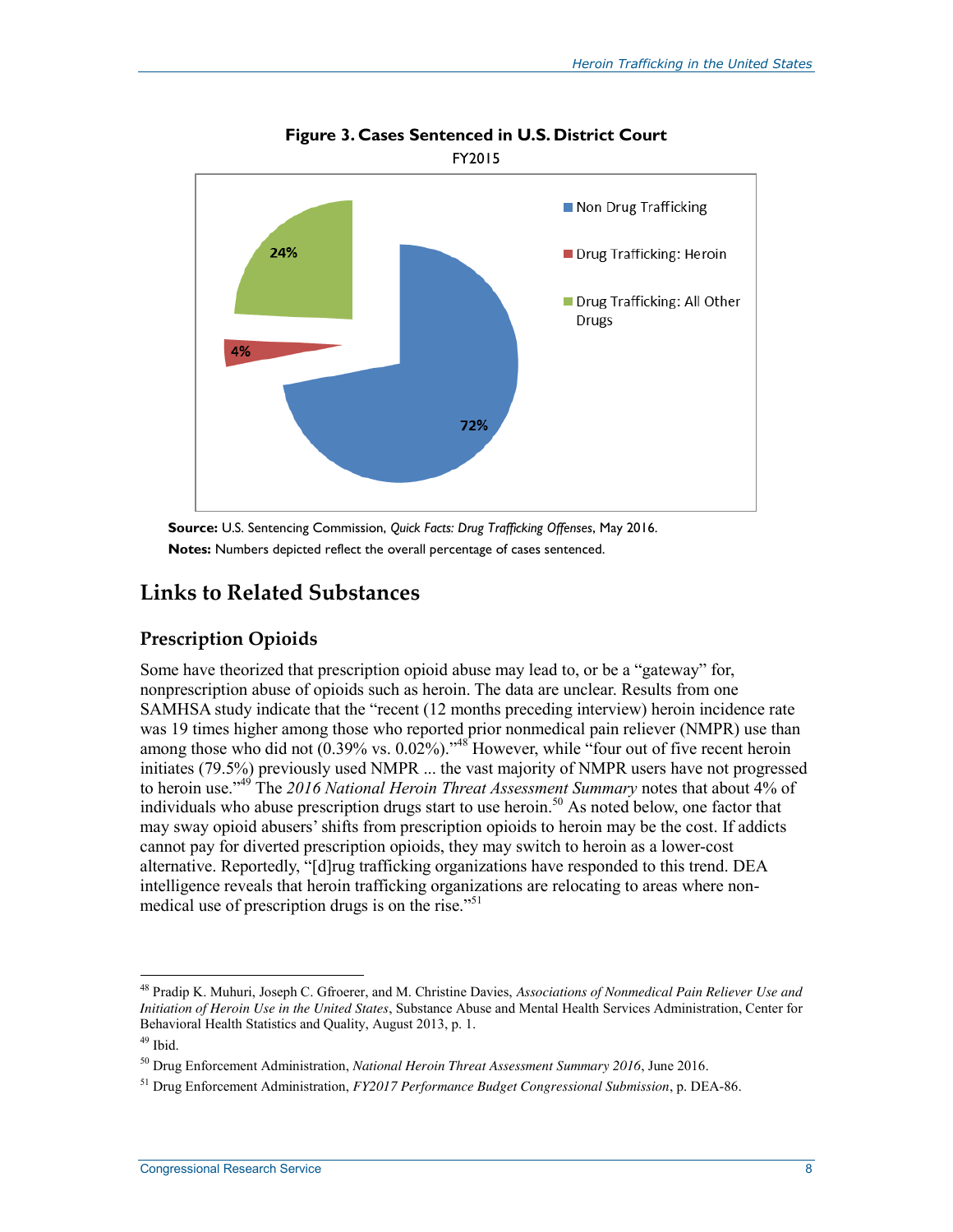**Figure 3. Cases Sentenced in U.S. District Court**

FY2015

| Category | Percentage |
| --- | --- |
| Non Drug Trafficking | 72% |
| Drug Trafficking: Heroin | 4% |
| Drug Trafficking: All Other Drugs | 24% |

**Source:** U.S. Sentencing Commission, *Quick Facts: Drug Trafficking Offenses*, May 2016.

**Notes:** Numbers depicted reflect the overall percentage of cases sentenced.

## Links to Related Substances

### Prescription Opioids

Some have theorized that prescription opioid abuse may lead to, or be a "gateway" for, nonprescription abuse of opioids such as heroin. The data are unclear. Results from one SAMHSA study indicate that the "recent (12 months preceding interview) heroin incidence rate was 19 times higher among those who reported prior nonmedical pain reliever (NMPR) use than among those who did not (0.39% vs. 0.02%)."[48] However, while "four out of five recent heroin initiates (79.5%) previously used NMPR ... the vast majority of NMPR users have not progressed to heroin use."[49] The *2016 National Heroin Threat Assessment Summary* notes that about 4% of individuals who abuse prescription drugs start to use heroin.[50] As noted below, one factor that may sway opioid abusers' shifts from prescription opioids to heroin may be the cost. If addicts cannot pay for diverted prescription opioids, they may switch to heroin as a lower-cost alternative. Reportedly, "[d]rug trafficking organizations have responded to this trend. DEA intelligence reveals that heroin trafficking organizations are relocating to areas where non-medical use of prescription drugs is on the rise."[51]

---

[48] Pradip K. Muhuri, Joseph C. Gfroerer, and M. Christine Davies, *Associations of Nonmedical Pain Reliever Use and Initiation of Heroin Use in the United States*, Substance Abuse and Mental Health Services Administration, Center for Behavioral Health Statistics and Quality, August 2013, p. 1.

[49] Ibid.

[50] Drug Enforcement Administration, *National Heroin Threat Assessment Summary 2016*, June 2016.

[51] Drug Enforcement Administration, *FY2017 Performance Budget Congressional Submission*, p. DEA-86.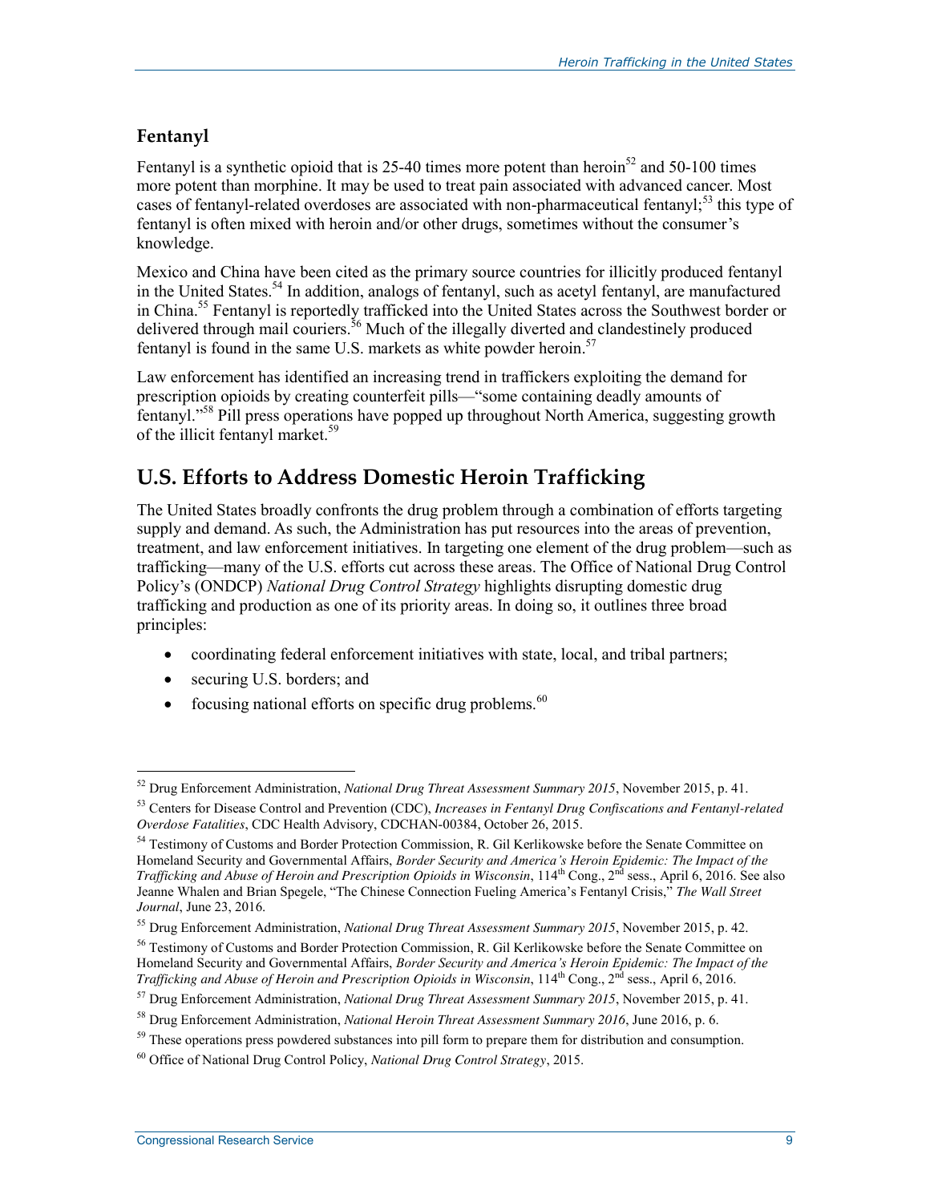### Fentanyl

Fentanyl is a synthetic opioid that is 25-40 times more potent than heroin[52] and 50-100 times more potent than morphine. It may be used to treat pain associated with advanced cancer. Most cases of fentanyl-related overdoses are associated with non-pharmaceutical fentanyl;[53] this type of fentanyl is often mixed with heroin and/or other drugs, sometimes without the consumer's knowledge.

Mexico and China have been cited as the primary source countries for illicitly produced fentanyl in the United States.[54] In addition, analogs of fentanyl, such as acetyl fentanyl, are manufactured in China.[55] Fentanyl is reportedly trafficked into the United States across the Southwest border or delivered through mail couriers.[56] Much of the illegally diverted and clandestinely produced fentanyl is found in the same U.S. markets as white powder heroin.[57]

Law enforcement has identified an increasing trend in traffickers exploiting the demand for prescription opioids by creating counterfeit pills—"some containing deadly amounts of fentanyl."[58] Pill press operations have popped up throughout North America, suggesting growth of the illicit fentanyl market.[59]

## U.S. Efforts to Address Domestic Heroin Trafficking

The United States broadly confronts the drug problem through a combination of efforts targeting supply and demand. As such, the Administration has put resources into the areas of prevention, treatment, and law enforcement initiatives. In targeting one element of the drug problem—such as trafficking—many of the U.S. efforts cut across these areas. The Office of National Drug Control Policy's (ONDCP) *National Drug Control Strategy* highlights disrupting domestic drug trafficking and production as one of its priority areas. In doing so, it outlines three broad principles:

- coordinating federal enforcement initiatives with state, local, and tribal partners;
- securing U.S. borders; and
- focusing national efforts on specific drug problems.[60]

---

[52] Drug Enforcement Administration, *National Drug Threat Assessment Summary 2015*, November 2015, p. 41.

[53] Centers for Disease Control and Prevention (CDC), *Increases in Fentanyl Drug Confiscations and Fentanyl-related Overdose Fatalities*, CDC Health Advisory, CDCHAN-00384, October 26, 2015.

[54] Testimony of Customs and Border Protection Commission, R. Gil Kerlikowske before the Senate Committee on Homeland Security and Governmental Affairs, *Border Security and America's Heroin Epidemic: The Impact of the Trafficking and Abuse of Heroin and Prescription Opioids in Wisconsin*, 114th Cong., 2nd sess., April 6, 2016. See also Jeanne Whalen and Brian Spegele, "The Chinese Connection Fueling America's Fentanyl Crisis," *The Wall Street Journal*, June 23, 2016.

[55] Drug Enforcement Administration, *National Drug Threat Assessment Summary 2015*, November 2015, p. 42.

[56] Testimony of Customs and Border Protection Commission, R. Gil Kerlikowske before the Senate Committee on Homeland Security and Governmental Affairs, *Border Security and America's Heroin Epidemic: The Impact of the Trafficking and Abuse of Heroin and Prescription Opioids in Wisconsin*, 114th Cong., 2nd sess., April 6, 2016.

[57] Drug Enforcement Administration, *National Drug Threat Assessment Summary 2015*, November 2015, p. 41.

[58] Drug Enforcement Administration, *National Heroin Threat Assessment Summary 2016*, June 2016, p. 6.

[59] These operations press powdered substances into pill form to prepare them for distribution and consumption.

[60] Office of National Drug Control Policy, *National Drug Control Strategy*, 2015.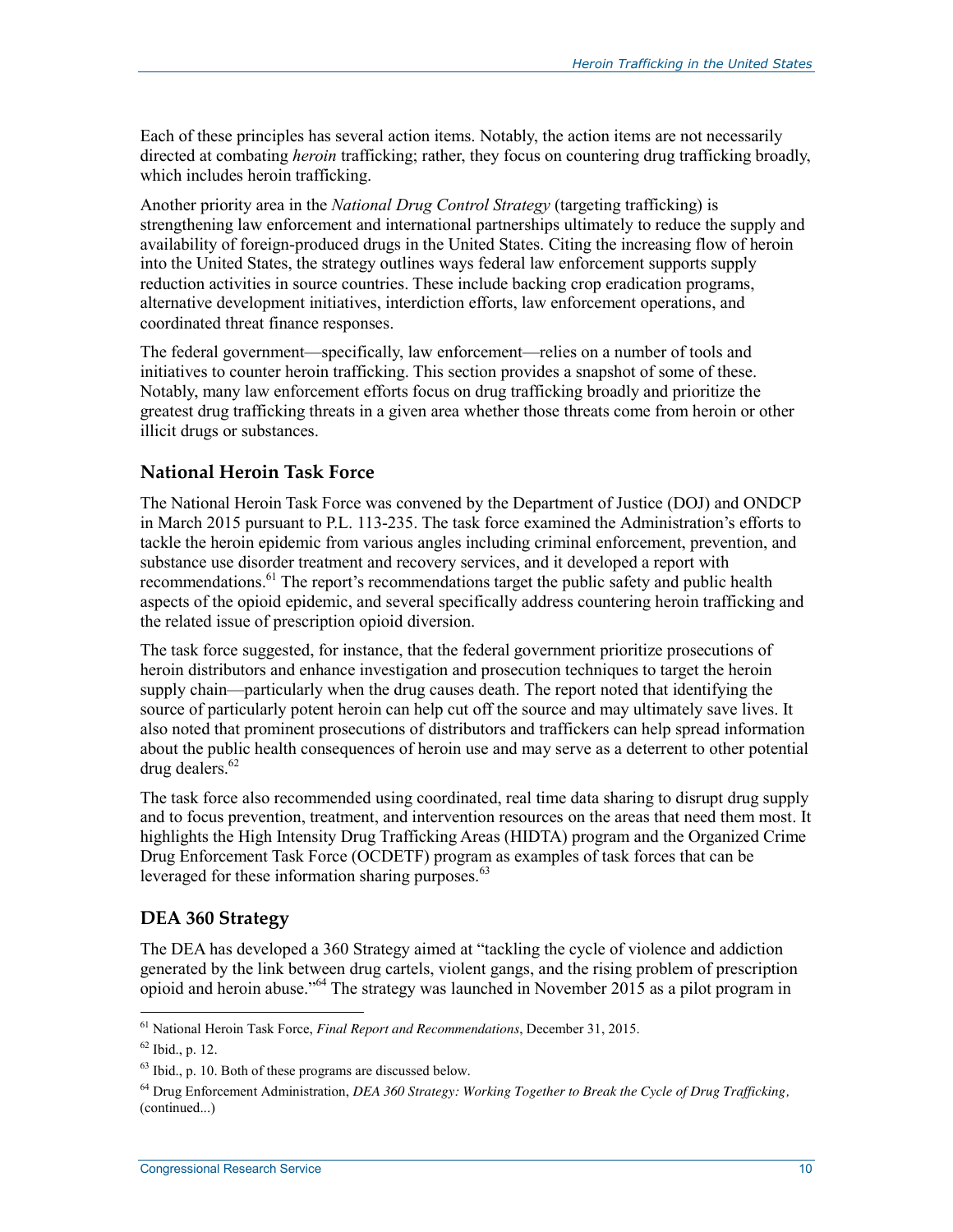Each of these principles has several action items. Notably, the action items are not necessarily directed at combating *heroin* trafficking; rather, they focus on countering drug trafficking broadly, which includes heroin trafficking.

Another priority area in the *National Drug Control Strategy* (targeting trafficking) is strengthening law enforcement and international partnerships ultimately to reduce the supply and availability of foreign-produced drugs in the United States. Citing the increasing flow of heroin into the United States, the strategy outlines ways federal law enforcement supports supply reduction activities in source countries. These include backing crop eradication programs, alternative development initiatives, interdiction efforts, law enforcement operations, and coordinated threat finance responses.

The federal government—specifically, law enforcement—relies on a number of tools and initiatives to counter heroin trafficking. This section provides a snapshot of some of these. Notably, many law enforcement efforts focus on drug trafficking broadly and prioritize the greatest drug trafficking threats in a given area whether those threats come from heroin or other illicit drugs or substances.

## National Heroin Task Force

The National Heroin Task Force was convened by the Department of Justice (DOJ) and ONDCP in March 2015 pursuant to P.L. 113-235. The task force examined the Administration's efforts to tackle the heroin epidemic from various angles including criminal enforcement, prevention, and substance use disorder treatment and recovery services, and it developed a report with recommendations.[61] The report's recommendations target the public safety and public health aspects of the opioid epidemic, and several specifically address countering heroin trafficking and the related issue of prescription opioid diversion.

The task force suggested, for instance, that the federal government prioritize prosecutions of heroin distributors and enhance investigation and prosecution techniques to target the heroin supply chain—particularly when the drug causes death. The report noted that identifying the source of particularly potent heroin can help cut off the source and may ultimately save lives. It also noted that prominent prosecutions of distributors and traffickers can help spread information about the public health consequences of heroin use and may serve as a deterrent to other potential drug dealers.[62]

The task force also recommended using coordinated, real time data sharing to disrupt drug supply and to focus prevention, treatment, and intervention resources on the areas that need them most. It highlights the High Intensity Drug Trafficking Areas (HIDTA) program and the Organized Crime Drug Enforcement Task Force (OCDETF) program as examples of task forces that can be leveraged for these information sharing purposes.[63]

## DEA 360 Strategy

The DEA has developed a 360 Strategy aimed at "tackling the cycle of violence and addiction generated by the link between drug cartels, violent gangs, and the rising problem of prescription opioid and heroin abuse."[64] The strategy was launched in November 2015 as a pilot program in

---

[61] National Heroin Task Force, *Final Report and Recommendations*, December 31, 2015.

[62] Ibid., p. 12.

[63] Ibid., p. 10. Both of these programs are discussed below.

[64] Drug Enforcement Administration, *DEA 360 Strategy: Working Together to Break the Cycle of Drug Trafficking*, (continued...)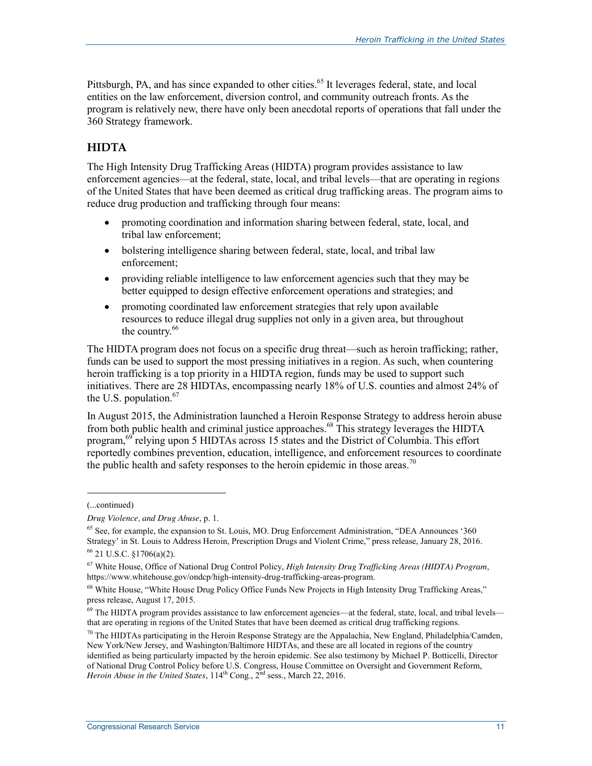Pittsburgh, PA, and has since expanded to other cities.[65] It leverages federal, state, and local entities on the law enforcement, diversion control, and community outreach fronts. As the program is relatively new, there have only been anecdotal reports of operations that fall under the 360 Strategy framework.

## HIDTA

The High Intensity Drug Trafficking Areas (HIDTA) program provides assistance to law enforcement agencies—at the federal, state, local, and tribal levels—that are operating in regions of the United States that have been deemed as critical drug trafficking areas. The program aims to reduce drug production and trafficking through four means:

- promoting coordination and information sharing between federal, state, local, and tribal law enforcement;
- bolstering intelligence sharing between federal, state, local, and tribal law enforcement;
- providing reliable intelligence to law enforcement agencies such that they may be better equipped to design effective enforcement operations and strategies; and
- promoting coordinated law enforcement strategies that rely upon available resources to reduce illegal drug supplies not only in a given area, but throughout the country.[66]

The HIDTA program does not focus on a specific drug threat—such as heroin trafficking; rather, funds can be used to support the most pressing initiatives in a region. As such, when countering heroin trafficking is a top priority in a HIDTA region, funds may be used to support such initiatives. There are 28 HIDTAs, encompassing nearly 18% of U.S. counties and almost 24% of the U.S. population.[67]

In August 2015, the Administration launched a Heroin Response Strategy to address heroin abuse from both public health and criminal justice approaches.[68] This strategy leverages the HIDTA program,[69] relying upon 5 HIDTAs across 15 states and the District of Columbia. This effort reportedly combines prevention, education, intelligence, and enforcement resources to coordinate the public health and safety responses to the heroin epidemic in those areas.[70]

---

(...continued)

*Drug Violence, and Drug Abuse*, p. 1.

[65] See, for example, the expansion to St. Louis, MO. Drug Enforcement Administration, "DEA Announces '360 Strategy' in St. Louis to Address Heroin, Prescription Drugs and Violent Crime," press release, January 28, 2016.

[66] 21 U.S.C. §1706(a)(2).

[67] White House, Office of National Drug Control Policy, *High Intensity Drug Trafficking Areas (HIDTA) Program*, https://www.whitehouse.gov/ondcp/high-intensity-drug-trafficking-areas-program.

[68] White House, "White House Drug Policy Office Funds New Projects in High Intensity Drug Trafficking Areas," press release, August 17, 2015.

[69] The HIDTA program provides assistance to law enforcement agencies—at the federal, state, local, and tribal levels—that are operating in regions of the United States that have been deemed as critical drug trafficking regions.

[70] The HIDTAs participating in the Heroin Response Strategy are the Appalachia, New England, Philadelphia/Camden, New York/New Jersey, and Washington/Baltimore HIDTAs, and these are all located in regions of the country identified as being particularly impacted by the heroin epidemic. See also testimony by Michael P. Botticelli, Director of National Drug Control Policy before U.S. Congress, House Committee on Oversight and Government Reform, *Heroin Abuse in the United States*, 114th Cong., 2nd sess., March 22, 2016.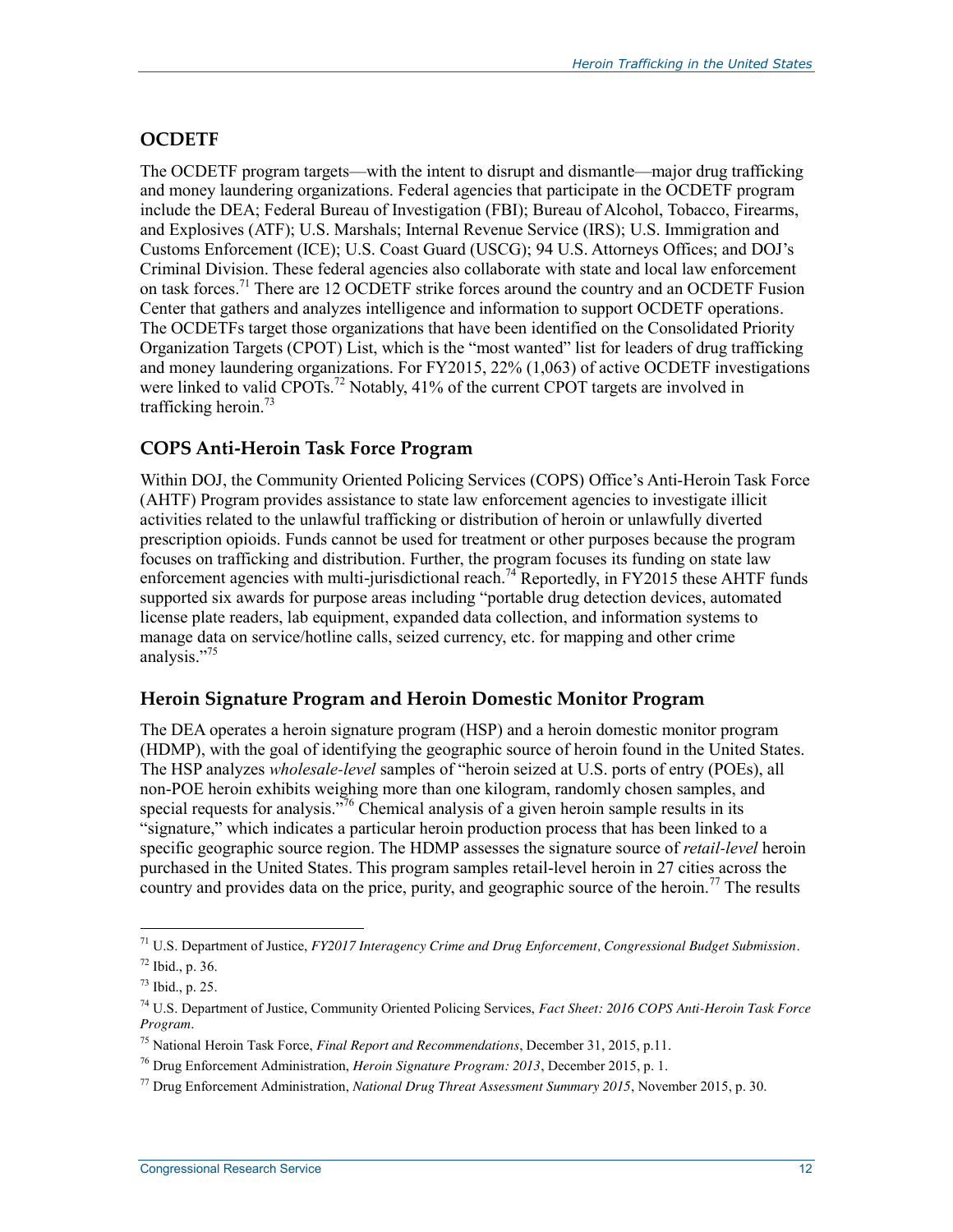## OCDETF

The OCDETF program targets—with the intent to disrupt and dismantle—major drug trafficking and money laundering organizations. Federal agencies that participate in the OCDETF program include the DEA; Federal Bureau of Investigation (FBI); Bureau of Alcohol, Tobacco, Firearms, and Explosives (ATF); U.S. Marshals; Internal Revenue Service (IRS); U.S. Immigration and Customs Enforcement (ICE); U.S. Coast Guard (USCG); 94 U.S. Attorneys Offices; and DOJ's Criminal Division. These federal agencies also collaborate with state and local law enforcement on task forces.[71] There are 12 OCDETF strike forces around the country and an OCDETF Fusion Center that gathers and analyzes intelligence and information to support OCDETF operations. The OCDETFs target those organizations that have been identified on the Consolidated Priority Organization Targets (CPOT) List, which is the "most wanted" list for leaders of drug trafficking and money laundering organizations. For FY2015, 22% (1,063) of active OCDETF investigations were linked to valid CPOTs.[72] Notably, 41% of the current CPOT targets are involved in trafficking heroin.[73]

## COPS Anti-Heroin Task Force Program

Within DOJ, the Community Oriented Policing Services (COPS) Office's Anti-Heroin Task Force (AHTF) Program provides assistance to state law enforcement agencies to investigate illicit activities related to the unlawful trafficking or distribution of heroin or unlawfully diverted prescription opioids. Funds cannot be used for treatment or other purposes because the program focuses on trafficking and distribution. Further, the program focuses its funding on state law enforcement agencies with multi-jurisdictional reach.[74] Reportedly, in FY2015 these AHTF funds supported six awards for purpose areas including "portable drug detection devices, automated license plate readers, lab equipment, expanded data collection, and information systems to manage data on service/hotline calls, seized currency, etc. for mapping and other crime analysis."[75]

## Heroin Signature Program and Heroin Domestic Monitor Program

The DEA operates a heroin signature program (HSP) and a heroin domestic monitor program (HDMP), with the goal of identifying the geographic source of heroin found in the United States. The HSP analyzes *wholesale-level* samples of "heroin seized at U.S. ports of entry (POEs), all non-POE heroin exhibits weighing more than one kilogram, randomly chosen samples, and special requests for analysis."[76] Chemical analysis of a given heroin sample results in its "signature," which indicates a particular heroin production process that has been linked to a specific geographic source region. The HDMP assesses the signature source of *retail-level* heroin purchased in the United States. This program samples retail-level heroin in 27 cities across the country and provides data on the price, purity, and geographic source of the heroin.[77] The results

---

[71] U.S. Department of Justice, *FY2017 Interagency Crime and Drug Enforcement, Congressional Budget Submission*.

[72] Ibid., p. 36.

[73] Ibid., p. 25.

[74] U.S. Department of Justice, Community Oriented Policing Services, *Fact Sheet: 2016 COPS Anti-Heroin Task Force Program*.

[75] National Heroin Task Force, *Final Report and Recommendations*, December 31, 2015, p.11.

[76] Drug Enforcement Administration, *Heroin Signature Program: 2013*, December 2015, p. 1.

[77] Drug Enforcement Administration, *National Drug Threat Assessment Summary 2015*, November 2015, p. 30.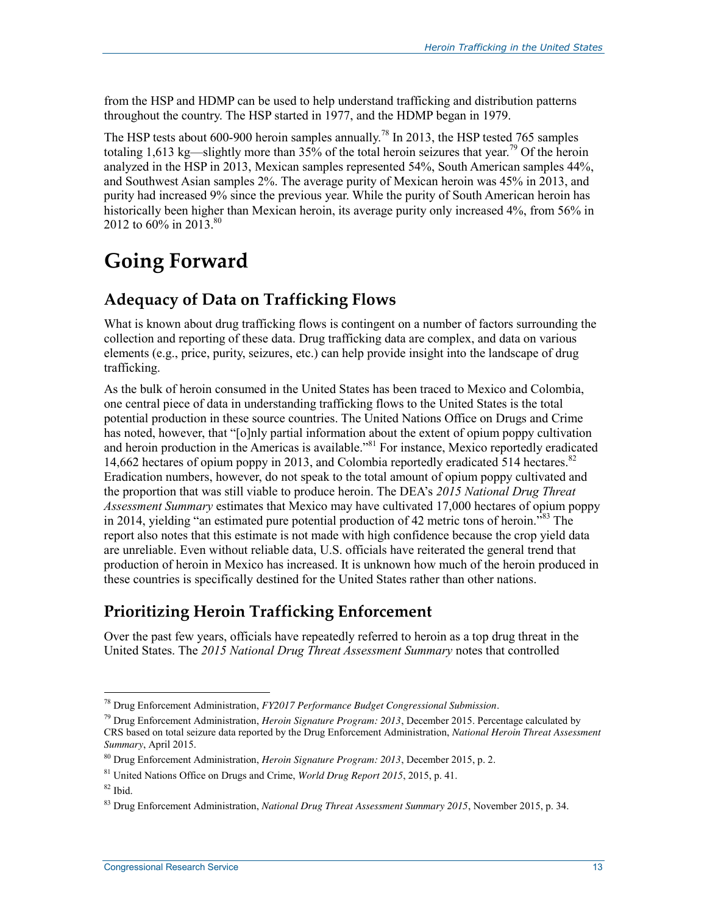from the HSP and HDMP can be used to help understand trafficking and distribution patterns throughout the country. The HSP started in 1977, and the HDMP began in 1979.

The HSP tests about 600-900 heroin samples annually.[78] In 2013, the HSP tested 765 samples totaling 1,613 kg—slightly more than 35% of the total heroin seizures that year.[79] Of the heroin analyzed in the HSP in 2013, Mexican samples represented 54%, South American samples 44%, and Southwest Asian samples 2%. The average purity of Mexican heroin was 45% in 2013, and purity had increased 9% since the previous year. While the purity of South American heroin has historically been higher than Mexican heroin, its average purity only increased 4%, from 56% in 2012 to 60% in 2013.[80]

# Going Forward

## Adequacy of Data on Trafficking Flows

What is known about drug trafficking flows is contingent on a number of factors surrounding the collection and reporting of these data. Drug trafficking data are complex, and data on various elements (e.g., price, purity, seizures, etc.) can help provide insight into the landscape of drug trafficking.

As the bulk of heroin consumed in the United States has been traced to Mexico and Colombia, one central piece of data in understanding trafficking flows to the United States is the total potential production in these source countries. The United Nations Office on Drugs and Crime has noted, however, that "[o]nly partial information about the extent of opium poppy cultivation and heroin production in the Americas is available."[81] For instance, Mexico reportedly eradicated 14,662 hectares of opium poppy in 2013, and Colombia reportedly eradicated 514 hectares.[82] Eradication numbers, however, do not speak to the total amount of opium poppy cultivated and the proportion that was still viable to produce heroin. The DEA's *2015 National Drug Threat Assessment Summary* estimates that Mexico may have cultivated 17,000 hectares of opium poppy in 2014, yielding "an estimated pure potential production of 42 metric tons of heroin."[83] The report also notes that this estimate is not made with high confidence because the crop yield data are unreliable. Even without reliable data, U.S. officials have reiterated the general trend that production of heroin in Mexico has increased. It is unknown how much of the heroin produced in these countries is specifically destined for the United States rather than other nations.

## Prioritizing Heroin Trafficking Enforcement

Over the past few years, officials have repeatedly referred to heroin as a top drug threat in the United States. The *2015 National Drug Threat Assessment Summary* notes that controlled

---

[78] Drug Enforcement Administration, *FY2017 Performance Budget Congressional Submission*.

[79] Drug Enforcement Administration, *Heroin Signature Program: 2013*, December 2015. Percentage calculated by CRS based on total seizure data reported by the Drug Enforcement Administration, *National Heroin Threat Assessment Summary*, April 2015.

[80] Drug Enforcement Administration, *Heroin Signature Program: 2013*, December 2015, p. 2.

[81] United Nations Office on Drugs and Crime, *World Drug Report 2015*, 2015, p. 41.

[82] Ibid.

[83] Drug Enforcement Administration, *National Drug Threat Assessment Summary 2015*, November 2015, p. 34.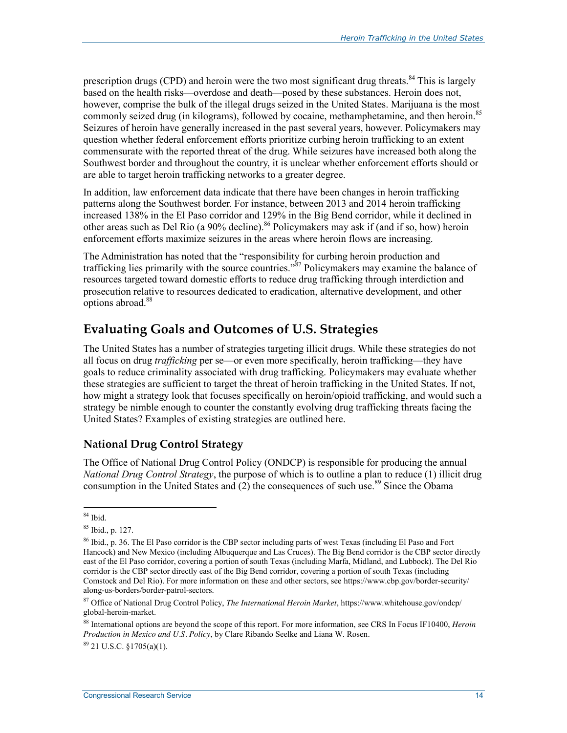prescription drugs (CPD) and heroin were the two most significant drug threats.[84] This is largely based on the health risks—overdose and death—posed by these substances. Heroin does not, however, comprise the bulk of the illegal drugs seized in the United States. Marijuana is the most commonly seized drug (in kilograms), followed by cocaine, methamphetamine, and then heroin.[85] Seizures of heroin have generally increased in the past several years, however. Policymakers may question whether federal enforcement efforts prioritize curbing heroin trafficking to an extent commensurate with the reported threat of the drug. While seizures have increased both along the Southwest border and throughout the country, it is unclear whether enforcement efforts should or are able to target heroin trafficking networks to a greater degree.

In addition, law enforcement data indicate that there have been changes in heroin trafficking patterns along the Southwest border. For instance, between 2013 and 2014 heroin trafficking increased 138% in the El Paso corridor and 129% in the Big Bend corridor, while it declined in other areas such as Del Rio (a 90% decline).[86] Policymakers may ask if (and if so, how) heroin enforcement efforts maximize seizures in the areas where heroin flows are increasing.

The Administration has noted that the "responsibility for curbing heroin production and trafficking lies primarily with the source countries."[87] Policymakers may examine the balance of resources targeted toward domestic efforts to reduce drug trafficking through interdiction and prosecution relative to resources dedicated to eradication, alternative development, and other options abroad.[88]

## Evaluating Goals and Outcomes of U.S. Strategies

The United States has a number of strategies targeting illicit drugs. While these strategies do not all focus on drug *trafficking* per se—or even more specifically, heroin trafficking—they have goals to reduce criminality associated with drug trafficking. Policymakers may evaluate whether these strategies are sufficient to target the threat of heroin trafficking in the United States. If not, how might a strategy look that focuses specifically on heroin/opioid trafficking, and would such a strategy be nimble enough to counter the constantly evolving drug trafficking threats facing the United States? Examples of existing strategies are outlined here.

### National Drug Control Strategy

The Office of National Drug Control Policy (ONDCP) is responsible for producing the annual *National Drug Control Strategy*, the purpose of which is to outline a plan to reduce (1) illicit drug consumption in the United States and (2) the consequences of such use.[89] Since the Obama

---

[84] Ibid.

[85] Ibid., p. 127.

[86] Ibid., p. 36. The El Paso corridor is the CBP sector including parts of west Texas (including El Paso and Fort Hancock) and New Mexico (including Albuquerque and Las Cruces). The Big Bend corridor is the CBP sector directly east of the El Paso corridor, covering a portion of south Texas (including Marfa, Midland, and Lubbock). The Del Rio corridor is the CBP sector directly east of the Big Bend corridor, covering a portion of south Texas (including Comstock and Del Rio). For more information on these and other sectors, see https://www.cbp.gov/border-security/along-us-borders/border-patrol-sectors.

[87] Office of National Drug Control Policy, *The International Heroin Market*, https://www.whitehouse.gov/ondcp/global-heroin-market.

[88] International options are beyond the scope of this report. For more information, see CRS In Focus IF10400, *Heroin Production in Mexico and U.S. Policy*, by Clare Ribando Seelke and Liana W. Rosen.

[89] 21 U.S.C. §1705(a)(1).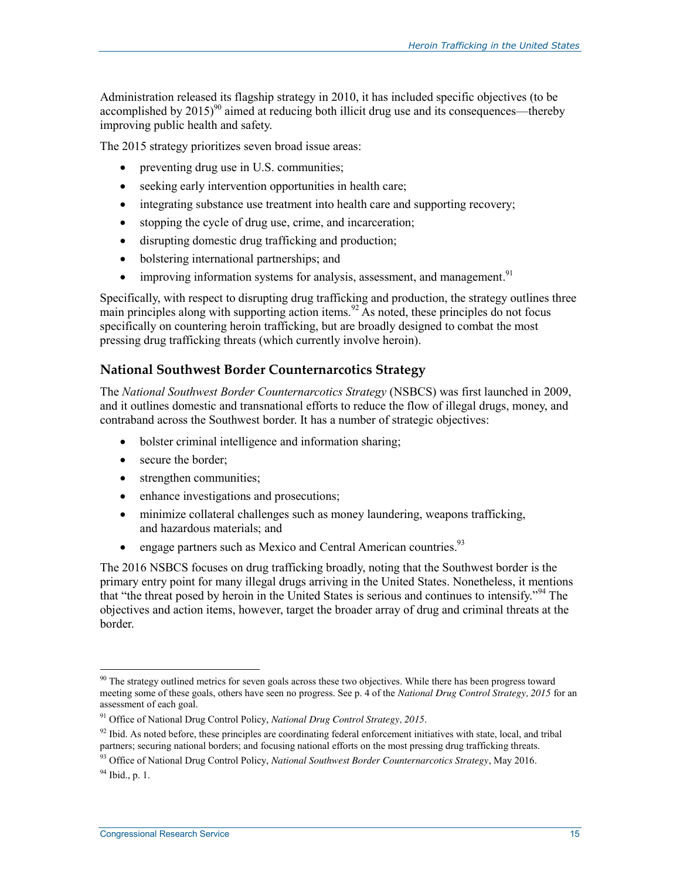Administration released its flagship strategy in 2010, it has included specific objectives (to be accomplished by 2015)[90] aimed at reducing both illicit drug use and its consequences—thereby improving public health and safety.

The 2015 strategy prioritizes seven broad issue areas:

- preventing drug use in U.S. communities;
- seeking early intervention opportunities in health care;
- integrating substance use treatment into health care and supporting recovery;
- stopping the cycle of drug use, crime, and incarceration;
- disrupting domestic drug trafficking and production;
- bolstering international partnerships; and
- improving information systems for analysis, assessment, and management.[91]

Specifically, with respect to disrupting drug trafficking and production, the strategy outlines three main principles along with supporting action items.[92] As noted, these principles do not focus specifically on countering heroin trafficking, but are broadly designed to combat the most pressing drug trafficking threats (which currently involve heroin).

### National Southwest Border Counternarcotics Strategy

The *National Southwest Border Counternarcotics Strategy* (NSBCS) was first launched in 2009, and it outlines domestic and transnational efforts to reduce the flow of illegal drugs, money, and contraband across the Southwest border. It has a number of strategic objectives:

- bolster criminal intelligence and information sharing;
- secure the border;
- strengthen communities;
- enhance investigations and prosecutions;
- minimize collateral challenges such as money laundering, weapons trafficking, and hazardous materials; and
- engage partners such as Mexico and Central American countries.[93]

The 2016 NSBCS focuses on drug trafficking broadly, noting that the Southwest border is the primary entry point for many illegal drugs arriving in the United States. Nonetheless, it mentions that "the threat posed by heroin in the United States is serious and continues to intensify."[94] The objectives and action items, however, target the broader array of drug and criminal threats at the border.

---

[90] The strategy outlined metrics for seven goals across these two objectives. While there has been progress toward meeting some of these goals, others have seen no progress. See p. 4 of the *National Drug Control Strategy, 2015* for an assessment of each goal.

[91] Office of National Drug Control Policy, *National Drug Control Strategy, 2015*.

[92] Ibid. As noted before, these principles are coordinating federal enforcement initiatives with state, local, and tribal partners; securing national borders; and focusing national efforts on the most pressing drug trafficking threats.

[93] Office of National Drug Control Policy, *National Southwest Border Counternarcotics Strategy*, May 2016.

[94] Ibid., p. 1.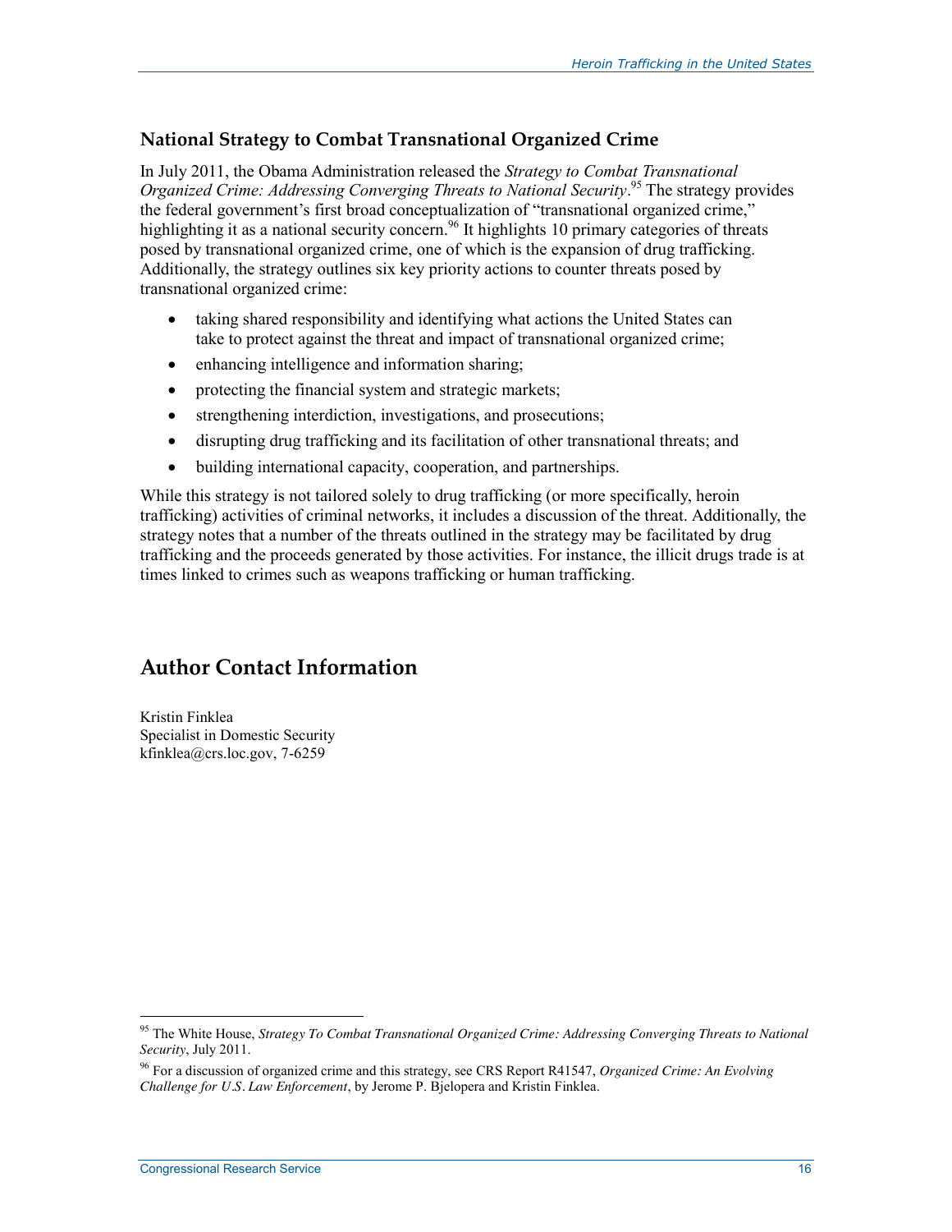### National Strategy to Combat Transnational Organized Crime

In July 2011, the Obama Administration released the *Strategy to Combat Transnational Organized Crime: Addressing Converging Threats to National Security*.[95] The strategy provides the federal government's first broad conceptualization of "transnational organized crime," highlighting it as a national security concern.[96] It highlights 10 primary categories of threats posed by transnational organized crime, one of which is the expansion of drug trafficking. Additionally, the strategy outlines six key priority actions to counter threats posed by transnational organized crime:

- taking shared responsibility and identifying what actions the United States can take to protect against the threat and impact of transnational organized crime;
- enhancing intelligence and information sharing;
- protecting the financial system and strategic markets;
- strengthening interdiction, investigations, and prosecutions;
- disrupting drug trafficking and its facilitation of other transnational threats; and
- building international capacity, cooperation, and partnerships.

While this strategy is not tailored solely to drug trafficking (or more specifically, heroin trafficking) activities of criminal networks, it includes a discussion of the threat. Additionally, the strategy notes that a number of the threats outlined in the strategy may be facilitated by drug trafficking and the proceeds generated by those activities. For instance, the illicit drugs trade is at times linked to crimes such as weapons trafficking or human trafficking.

## Author Contact Information

Kristin Finklea
Specialist in Domestic Security
kfinklea@crs.loc.gov, 7-6259

---

[95] The White House, *Strategy To Combat Transnational Organized Crime: Addressing Converging Threats to National Security*, July 2011.

[96] For a discussion of organized crime and this strategy, see CRS Report R41547, *Organized Crime: An Evolving Challenge for U.S. Law Enforcement*, by Jerome P. Bjelopera and Kristin Finklea.